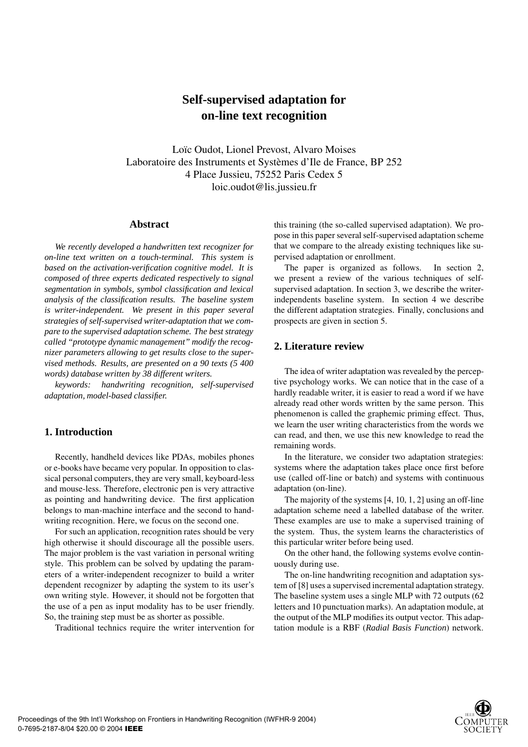# Self-supervised adaptation for on-line text recognition

Loïc Oudot, Lionel Prevost, Alvaro Moises
Laboratoire des Instruments et Systèmes d'Ile de France, BP 252
4 Place Jussieu, 75252 Paris Cedex 5
loic.oudot@lis.jussieu.fr

## Abstract

*We recently developed a handwritten text recognizer for on-line text written on a touch-terminal. This system is based on the activation-verification cognitive model. It is composed of three experts dedicated respectively to signal segmentation in symbols, symbol classification and lexical analysis of the classification results. The baseline system is writer-independent. We present in this paper several strategies of self-supervised writer-adaptation that we compare to the supervised adaptation scheme. The best strategy called "prototype dynamic management" modify the recognizer parameters allowing to get results close to the supervised methods. Results, are presented on a 90 texts (5 400 words) database written by 38 different writers.*

*keywords: handwriting recognition, self-supervised adaptation, model-based classifier.*

## 1. Introduction

Recently, handheld devices like PDAs, mobiles phones or e-books have became very popular. In opposition to classical personal computers, they are very small, keyboard-less and mouse-less. Therefore, electronic pen is very attractive as pointing and handwriting device. The first application belongs to man-machine interface and the second to handwriting recognition. Here, we focus on the second one.

For such an application, recognition rates should be very high otherwise it should discourage all the possible users. The major problem is the vast variation in personal writing style. This problem can be solved by updating the parameters of a writer-independent recognizer to build a writer dependent recognizer by adapting the system to its user's own writing style. However, it should not be forgotten that the use of a pen as input modality has to be user friendly. So, the training step must be as shorter as possible.

Traditional technics require the writer intervention for this training (the so-called supervised adaptation). We propose in this paper several self-supervised adaptation scheme that we compare to the already existing techniques like supervised adaptation or enrollment.

The paper is organized as follows. In section 2, we present a review of the various techniques of self-supervised adaptation. In section 3, we describe the writer-independents baseline system. In section 4 we describe the different adaptation strategies. Finally, conclusions and prospects are given in section 5.

## 2. Literature review

The idea of writer adaptation was revealed by the perceptive psychology works. We can notice that in the case of a hardly readable writer, it is easier to read a word if we have already read other words written by the same person. This phenomenon is called the graphemic priming effect. Thus, we learn the user writing characteristics from the words we can read, and then, we use this new knowledge to read the remaining words.

In the literature, we consider two adaptation strategies: systems where the adaptation takes place once first before use (called off-line or batch) and systems with continuous adaptation (on-line).

The majority of the systems [4, 10, 1, 2] using an off-line adaptation scheme need a labelled database of the writer. These examples are use to make a supervised training of the system. Thus, the system learns the characteristics of this particular writer before being used.

On the other hand, the following systems evolve continuously during use.

The on-line handwriting recognition and adaptation system of [8] uses a supervised incremental adaptation strategy. The baseline system uses a single MLP with 72 outputs (62 letters and 10 punctuation marks). An adaptation module, at the output of the MLP modifies its output vector. This adaptation module is a RBF (*Radial Basis Function*) network.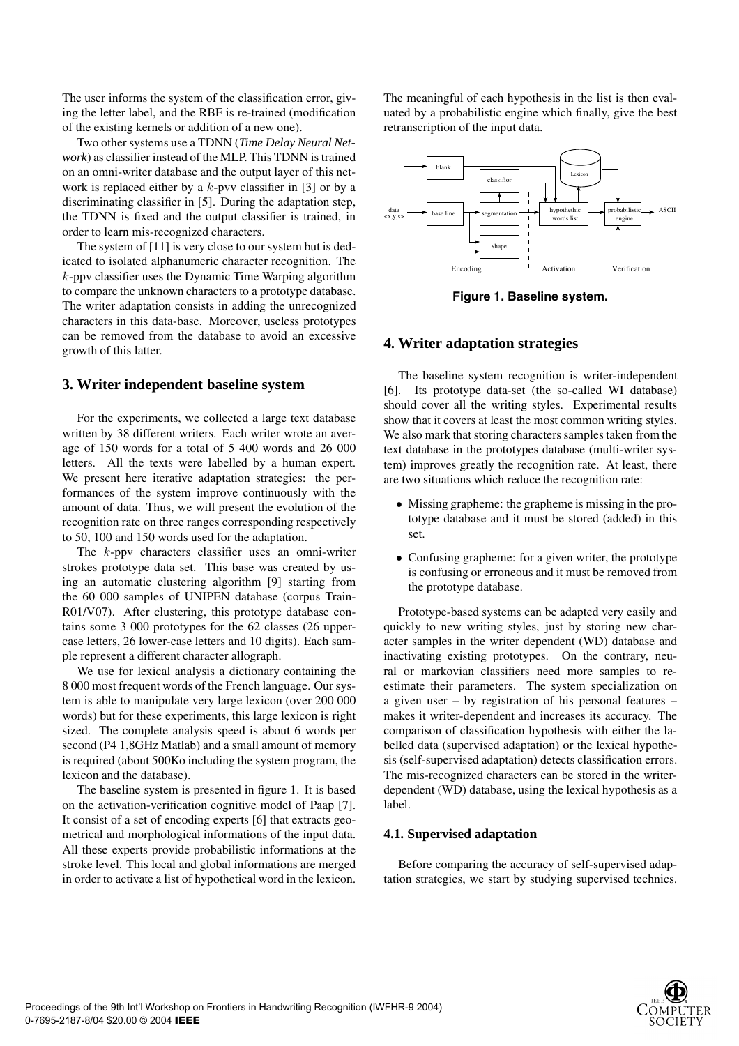The user informs the system of the classification error, giving the letter label, and the RBF is re-trained (modification of the existing kernels or addition of a new one).

Two other systems use a TDNN (*Time Delay Neural Network*) as classifier instead of the MLP. This TDNN is trained on an omni-writer database and the output layer of this network is replaced either by a $k$-pvv classifier in [3] or by a discriminating classifier in [5]. During the adaptation step, the TDNN is fixed and the output classifier is trained, in order to learn mis-recognized characters.

The system of [11] is very close to our system but is dedicated to isolated alphanumeric character recognition. The $k$-ppv classifier uses the Dynamic Time Warping algorithm to compare the unknown characters to a prototype database. The writer adaptation consists in adding the unrecognized characters in this data-base. Moreover, useless prototypes can be removed from the database to avoid an excessive growth of this latter.

## 3. Writer independent baseline system

For the experiments, we collected a large text database written by 38 different writers. Each writer wrote an average of 150 words for a total of 5 400 words and 26 000 letters. All the texts were labelled by a human expert. We present here iterative adaptation strategies: the performances of the system improve continuously with the amount of data. Thus, we will present the evolution of the recognition rate on three ranges corresponding respectively to 50, 100 and 150 words used for the adaptation.

The $k$-ppv characters classifier uses an omni-writer strokes prototype data set. This base was created by using an automatic clustering algorithm [9] starting from the 60 000 samples of UNIPEN database (corpus Train-R01/V07). After clustering, this prototype database contains some 3 000 prototypes for the 62 classes (26 upper-case letters, 26 lower-case letters and 10 digits). Each sample represent a different character allograph.

We use for lexical analysis a dictionary containing the 8 000 most frequent words of the French language. Our system is able to manipulate very large lexicon (over 200 000 words) but for these experiments, this large lexicon is right sized. The complete analysis speed is about 6 words per second (P4 1,8GHz Matlab) and a small amount of memory is required (about 500Ko including the system program, the lexicon and the database).

The baseline system is presented in figure 1. It is based on the activation-verification cognitive model of Paap [7]. It consist of a set of encoding experts [6] that extracts geometrical and morphological informations of the input data. All these experts provide probabilistic informations at the stroke level. This local and global informations are merged in order to activate a list of hypothetical word in the lexicon. The meaningful of each hypothesis in the list is then evaluated by a probabilistic engine which finally, give the best retranscription of the input data.

**Figure 1. Baseline system.**

## 4. Writer adaptation strategies

The baseline system recognition is writer-independent [6]. Its prototype data-set (the so-called WI database) should cover all the writing styles. Experimental results show that it covers at least the most common writing styles. We also mark that storing characters samples taken from the text database in the prototypes database (multi-writer system) improves greatly the recognition rate. At least, there are two situations which reduce the recognition rate:

- Missing grapheme: the grapheme is missing in the prototype database and it must be stored (added) in this set.
- Confusing grapheme: for a given writer, the prototype is confusing or erroneous and it must be removed from the prototype database.

Prototype-based systems can be adapted very easily and quickly to new writing styles, just by storing new character samples in the writer dependent (WD) database and inactivating existing prototypes. On the contrary, neural or markovian classifiers need more samples to re-estimate their parameters. The system specialization on a given user – by registration of his personal features – makes it writer-dependent and increases its accuracy. The comparison of classification hypothesis with either the labelled data (supervised adaptation) or the lexical hypothesis (self-supervised adaptation) detects classification errors. The mis-recognized characters can be stored in the writer-dependent (WD) database, using the lexical hypothesis as a label.

### 4.1. Supervised adaptation

Before comparing the accuracy of self-supervised adaptation strategies, we start by studying supervised technics.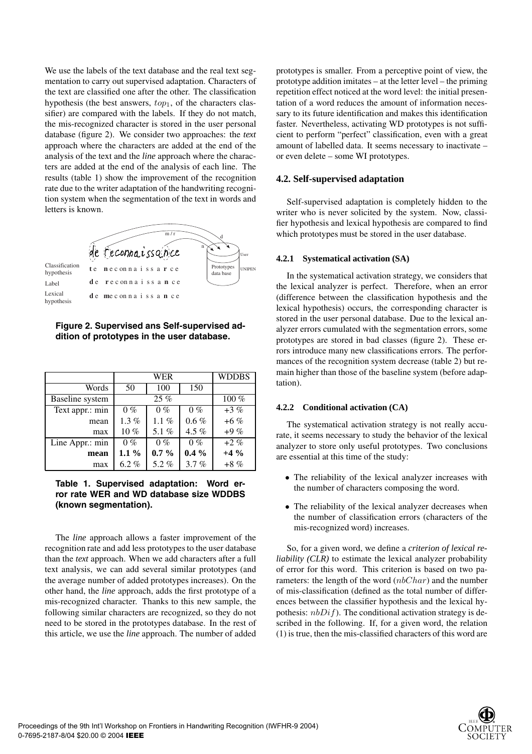We use the labels of the text database and the real text segmentation to carry out supervised adaptation. Characters of the text are classified one after the other. The classification hypothesis (the best answers, $top_1$, of the characters classifier) are compared with the labels. If they do not match, the mis-recognized character is stored in the user personal database (figure 2). We consider two approaches: the *text* approach where the characters are added at the end of the analysis of the text and the *line* approach where the characters are added at the end of the analysis of each line. The results (table 1) show the improvement of the recognition rate due to the writer adaptation of the handwriting recognition system when the segmentation of the text in words and letters is known.

**Figure 2. Supervised ans Self-supervised addition of prototypes in the user database.**

| | WER | | | WDDBS |
|---|---|---|---|---|
| Words | 50 | 100 | 150 | |
| Baseline system | 25 % | | | 100 % |
| Text appr.: min | 0 % | 0 % | 0 % | +3 % |
| mean | 1.3 % | 1.1 % | 0.6 % | +6 % |
| max | 10 % | 5.1 % | 4.5 % | +9 % |
| Line Appr.: min | 0 % | 0 % | 0 % | +2 % |
| **mean** | **1.1 %** | **0.7 %** | **0.4 %** | **+4 %** |
| max | 6.2 % | 5.2 % | 3.7 % | +8 % |

**Table 1. Supervised adaptation: Word error rate WER and WD database size WDDBS (known segmentation).**

The *line* approach allows a faster improvement of the recognition rate and add less prototypes to the user database than the *text* approach. When we add characters after a full text analysis, we can add several similar prototypes (and the average number of added prototypes increases). On the other hand, the *line* approach, adds the first prototype of a mis-recognized character. Thanks to this new sample, the following similar characters are recognized, so they do not need to be stored in the prototypes database. In the rest of this article, we use the *line* approach. The number of added prototypes is smaller. From a perceptive point of view, the prototype addition imitates – at the letter level – the priming repetition effect noticed at the word level: the initial presentation of a word reduces the amount of information necessary to its future identification and makes this identification faster. Nevertheless, activating WD prototypes is not sufficient to perform "perfect" classification, even with a great amount of labelled data. It seems necessary to inactivate – or even delete – some WI prototypes.

### 4.2. Self-supervised adaptation

Self-supervised adaptation is completely hidden to the writer who is never solicited by the system. Now, classifier hypothesis and lexical hypothesis are compared to find which prototypes must be stored in the user database.

#### 4.2.1 Systematical activation (SA)

In the systematical activation strategy, we considers that the lexical analyzer is perfect. Therefore, when an error (difference between the classification hypothesis and the lexical hypothesis) occurs, the corresponding character is stored in the user personal database. Due to the lexical analyzer errors cumulated with the segmentation errors, some prototypes are stored in bad classes (figure 2). These errors introduce many new classifications errors. The performances of the recognition system decrease (table 2) but remain higher than those of the baseline system (before adaptation).

#### 4.2.2 Conditional activation (CA)

The systematical activation strategy is not really accurate, it seems necessary to study the behavior of the lexical analyzer to store only useful prototypes. Two conclusions are essential at this time of the study:

- The reliability of the lexical analyzer increases with the number of characters composing the word.
- The reliability of the lexical analyzer decreases when the number of classification errors (characters of the mis-recognized word) increases.

So, for a given word, we define a *criterion of lexical reliability (CLR)* to estimate the lexical analyzer probability of error for this word. This criterion is based on two parameters: the length of the word ($nbChar$) and the number of mis-classification (defined as the total number of differences between the classifier hypothesis and the lexical hypothesis: $nbDif$). The conditional activation strategy is described in the following. If, for a given word, the relation (1) is true, then the mis-classified characters of this word are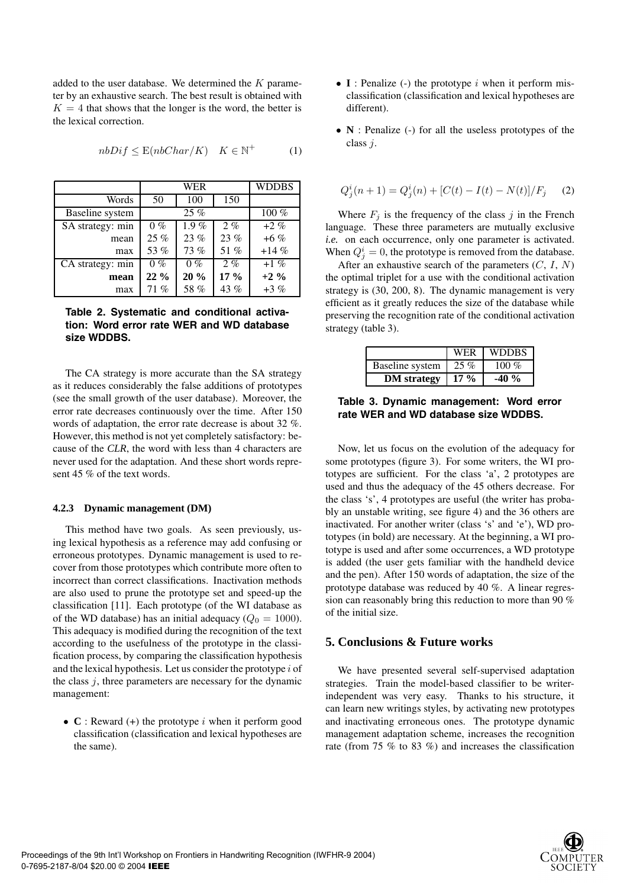added to the user database. We determined the $K$ parameter by an exhaustive search. The best result is obtained with $K = 4$ that shows that the longer is the word, the better is the lexical correction.

$$nbDif \leq \mathrm{E}(nbChar/K) \quad K \in \mathbb{N}^{+} \tag{1}$$

| | WER | | | WDDBS |
|---|---|---|---|---|
| Words | 50 | 100 | 150 | |
| Baseline system | 25 % | | | 100 % |
| SA strategy: min | 0 % | 1.9 % | 2 % | +2 % |
| mean | 25 % | 23 % | 23 % | +6 % |
| max | 53 % | 73 % | 51 % | +14 % |
| CA strategy: min | 0 % | 0 % | 2 % | +1 % |
| **mean** | **22 %** | **20 %** | **17 %** | **+2 %** |
| max | 71 % | 58 % | 43 % | +3 % |

**Table 2. Systematic and conditional activation: Word error rate WER and WD database size WDDBS.**

The CA strategy is more accurate than the SA strategy as it reduces considerably the false additions of prototypes (see the small growth of the user database). Moreover, the error rate decreases continuously over the time. After 150 words of adaptation, the error rate decrease is about 32 %. However, this method is not yet completely satisfactory: because of the *CLR*, the word with less than 4 characters are never used for the adaptation. And these short words represent 45 % of the text words.

#### 4.2.3 Dynamic management (DM)

This method have two goals. As seen previously, using lexical hypothesis as a reference may add confusing or erroneous prototypes. Dynamic management is used to recover from those prototypes which contribute more often to incorrect than correct classifications. Inactivation methods are also used to prune the prototype set and speed-up the classification [11]. Each prototype (of the WI database as of the WD database) has an initial adequacy ($Q_0 = 1000$). This adequacy is modified during the recognition of the text according to the usefulness of the prototype in the classification process, by comparing the classification hypothesis and the lexical hypothesis. Let us consider the prototype $i$ of the class $j$, three parameters are necessary for the dynamic management:

- **C** : Reward (+) the prototype $i$ when it perform good classification (classification and lexical hypotheses are the same).
- **I** : Penalize (-) the prototype $i$ when it perform misclassification (classification and lexical hypotheses are different).
- **N** : Penalize (-) for all the useless prototypes of the class $j$.

$$Q_j^i(n+1) = Q_j^i(n) + [C(t) - I(t) - N(t)]/F_j \tag{2}$$

Where $F_j$ is the frequency of the class $j$ in the French language. These three parameters are mutually exclusive *i.e.* on each occurrence, only one parameter is activated. When $Q_j^i = 0$, the prototype is removed from the database.

After an exhaustive search of the parameters ($C$, $I$, $N$) the optimal triplet for a use with the conditional activation strategy is (30, 200, 8). The dynamic management is very efficient as it greatly reduces the size of the database while preserving the recognition rate of the conditional activation strategy (table 3).

| | WER | WDDBS |
|---|---|---|
| Baseline system | 25 % | 100 % |
| **DM strategy** | **17 %** | **-40 %** |

**Table 3. Dynamic management: Word error rate WER and WD database size WDDBS.**

Now, let us focus on the evolution of the adequacy for some prototypes (figure 3). For some writers, the WI prototypes are sufficient. For the class 'a', 2 prototypes are used and thus the adequacy of the 45 others decrease. For the class 's', 4 prototypes are useful (the writer has probably an unstable writing, see figure 4) and the 36 others are inactivated. For another writer (class 's' and 'e'), WD prototypes (in bold) are necessary. At the beginning, a WI prototype is used and after some occurrences, a WD prototype is added (the user gets familiar with the handheld device and the pen). After 150 words of adaptation, the size of the prototype database was reduced by 40 %. A linear regression can reasonably bring this reduction to more than 90 % of the initial size.

## 5. Conclusions & Future works

We have presented several self-supervised adaptation strategies. Train the model-based classifier to be writer-independent was very easy. Thanks to his structure, it can learn new writings styles, by activating new prototypes and inactivating erroneous ones. The prototype dynamic management adaptation scheme, increases the recognition rate (from 75 % to 83 %) and increases the classification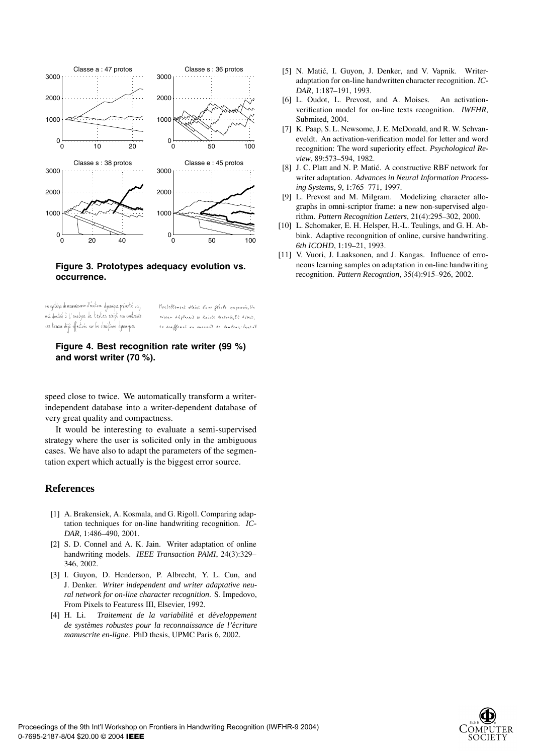Classe a : 47 protos

3000
2000
1000
0
0 10 20

Classe s : 36 protos

3000
2000
1000
0
0 50 100

Classe s : 38 protos

3000
2000
1000
0
0 20 40

Classe e : 45 protos

3000
2000
1000
0
0 50 100

**Figure 3. Prototypes adequacy evolution vs. occurrence.**

**Figure 4. Best recognition rate writer (99 %) and worst writer (70 %).**

speed close to twice. We automatically transform a writer-independent database into a writer-dependent database of very great quality and compactness.

It would be interesting to evaluate a semi-supervised strategy where the user is solicited only in the ambiguous cases. We have also to adapt the parameters of the segmentation expert which actually is the biggest error source.

## References

[1] A. Brakensiek, A. Kosmala, and G. Rigoll. Comparing adaptation techniques for on-line handwriting recognition. *ICDAR*, 1:486–490, 2001.

[2] S. D. Connel and A. K. Jain. Writer adaptation of online handwriting models. *IEEE Transaction PAMI*, 24(3):329–346, 2002.

[3] I. Guyon, D. Henderson, P. Albrecht, Y. L. Cun, and J. Denker. *Writer independent and writer adaptative neural network for on-line character recognition*. S. Impedovo, From Pixels to Featuress III, Elsevier, 1992.

[4] H. Li. *Traitement de la variabilité et développement de systèmes robustes pour la reconnaissance de l'écriture manuscrite en-ligne*. PhD thesis, UPMC Paris 6, 2002.

[5] N. Matić, I. Guyon, J. Denker, and V. Vapnik. Writer-adaptation for on-line handwritten character recognition. *ICDAR*, 1:187–191, 1993.

[6] L. Oudot, L. Prevost, and A. Moises. An activation-verification model for on-line texts recognition. *IWFHR*, Submited, 2004.

[7] K. Paap, S. L. Newsome, J. E. McDonald, and R. W. Schvaneveldt. An activation-verification model for letter and word recognition: The word superiority effect. *Psychological Review*, 89:573–594, 1982.

[8] J. C. Platt and N. P. Matić. A constructive RBF network for writer adaptation. *Advances in Neural Information Processing Systems, 9*, 1:765–771, 1997.

[9] L. Prevost and M. Milgram. Modelizing character allographs in omni-scriptor frame: a new non-supervised algorithm. *Pattern Recognition Letters*, 21(4):295–302, 2000.

[10] L. Schomaker, E. H. Helsper, H.-L. Teulings, and G. H. Abbink. Adaptive recongnition of online, cursive handwriting. *6th ICOHD*, 1:19–21, 1993.

[11] V. Vuori, J. Laaksonen, and J. Kangas. Influence of erroneous learning samples on adaptation in on-line handwriting recognition. *Pattern Recogntion*, 35(4):915–926, 2002.